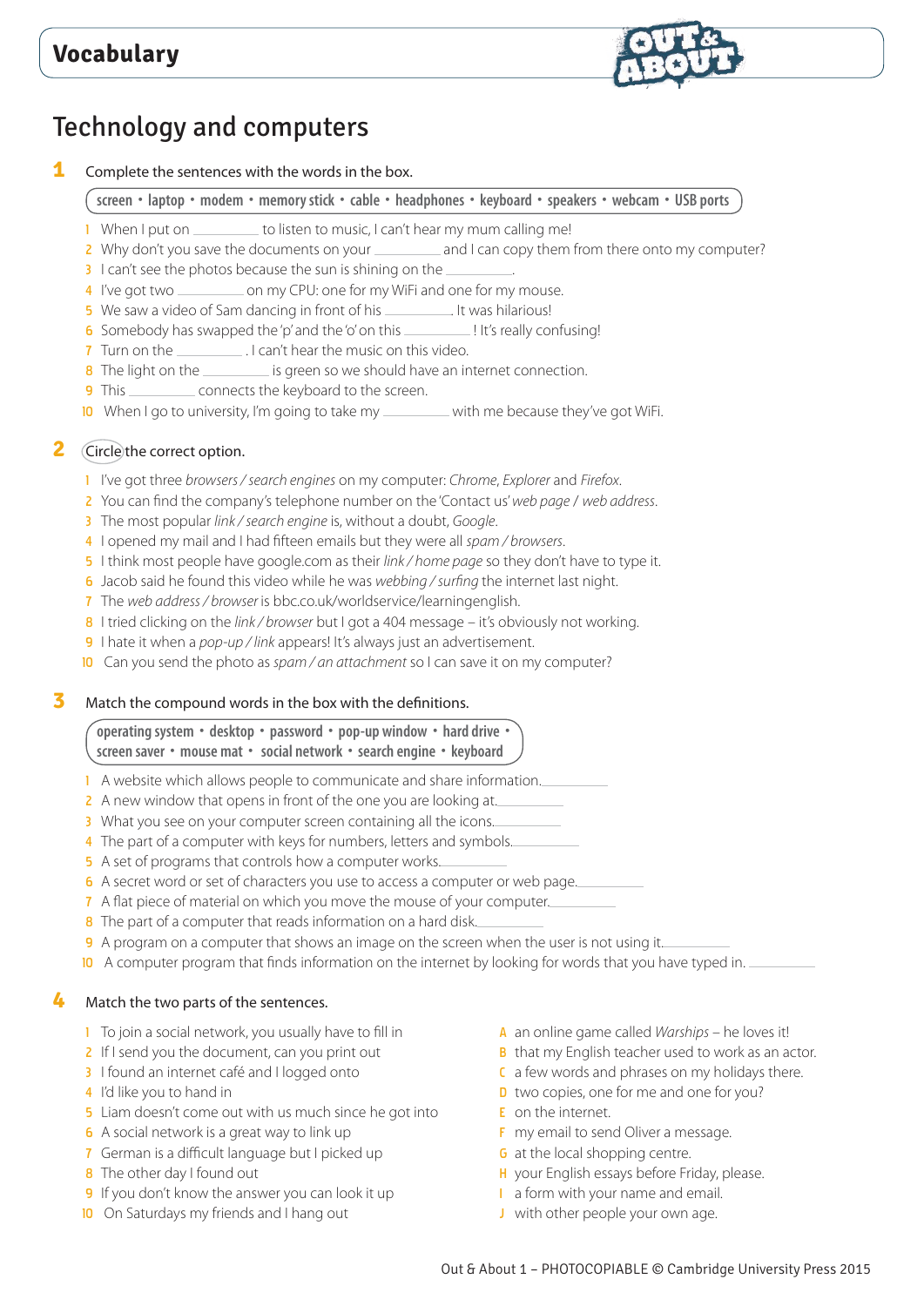# Vocabulary

## Technology and computers

**1** Complete the sentences with the words in the box.

**screen • laptop • modem • memory stick • cable • headphones • keyboard • speakers • webcam • USB ports**

1. When I put on ________ to listen to music, I can't hear my mum calling me!
2. Why don't you save the documents on your ________ and I can copy them from there onto my computer?
3. I can't see the photos because the sun is shining on the ________.
4. I've got two ________ on my CPU: one for my WiFi and one for my mouse.
5. We saw a video of Sam dancing in front of his ________. It was hilarious!
6. Somebody has swapped the 'p' and the 'o' on this ________ ! It's really confusing!
7. Turn on the ________ . I can't hear the music on this video.
8. The light on the ________ is green so we should have an internet connection.
9. This ________ connects the keyboard to the screen.
10. When I go to university, I'm going to take my ________ with me because they've got WiFi.

**2** Circle the correct option.

1. I've got three *browsers / search engines* on my computer: *Chrome*, *Explorer* and *Firefox*.
2. You can find the company's telephone number on the 'Contact us' *web page / web address*.
3. The most popular *link / search engine* is, without a doubt, *Google*.
4. I opened my mail and I had fifteen emails but they were all *spam / browsers*.
5. I think most people have google.com as their *link / home page* so they don't have to type it.
6. Jacob said he found this video while he was *webbing / surfing* the internet last night.
7. The *web address / browser* is bbc.co.uk/worldservice/learningenglish.
8. I tried clicking on the *link / browser* but I got a 404 message – it's obviously not working.
9. I hate it when a *pop-up / link* appears! It's always just an advertisement.
10. Can you send the photo as *spam / an attachment* so I can save it on my computer?

**3** Match the compound words in the box with the definitions.

**operating system • desktop • password • pop-up window • hard drive • screen saver • mouse mat • social network • search engine • keyboard**

1. A website which allows people to communicate and share information. ________
2. A new window that opens in front of the one you are looking at. ________
3. What you see on your computer screen containing all the icons. ________
4. The part of a computer with keys for numbers, letters and symbols. ________
5. A set of programs that controls how a computer works. ________
6. A secret word or set of characters you use to access a computer or web page. ________
7. A flat piece of material on which you move the mouse of your computer. ________
8. The part of a computer that reads information on a hard disk. ________
9. A program on a computer that shows an image on the screen when the user is not using it. ________
10. A computer program that finds information on the internet by looking for words that you have typed in. ________

**4** Match the two parts of the sentences.

1. To join a social network, you usually have to fill in
2. If I send you the document, can you print out
3. I found an internet café and I logged onto
4. I'd like you to hand in
5. Liam doesn't come out with us much since he got into
6. A social network is a great way to link up
7. German is a difficult language but I picked up
8. The other day I found out
9. If you don't know the answer you can look it up
10. On Saturdays my friends and I hang out

A. an online game called *Warships* – he loves it!
B. that my English teacher used to work as an actor.
C. a few words and phrases on my holidays there.
D. two copies, one for me and one for you?
E. on the internet.
F. my email to send Oliver a message.
G. at the local shopping centre.
H. your English essays before Friday, please.
I. a form with your name and email.
J. with other people your own age.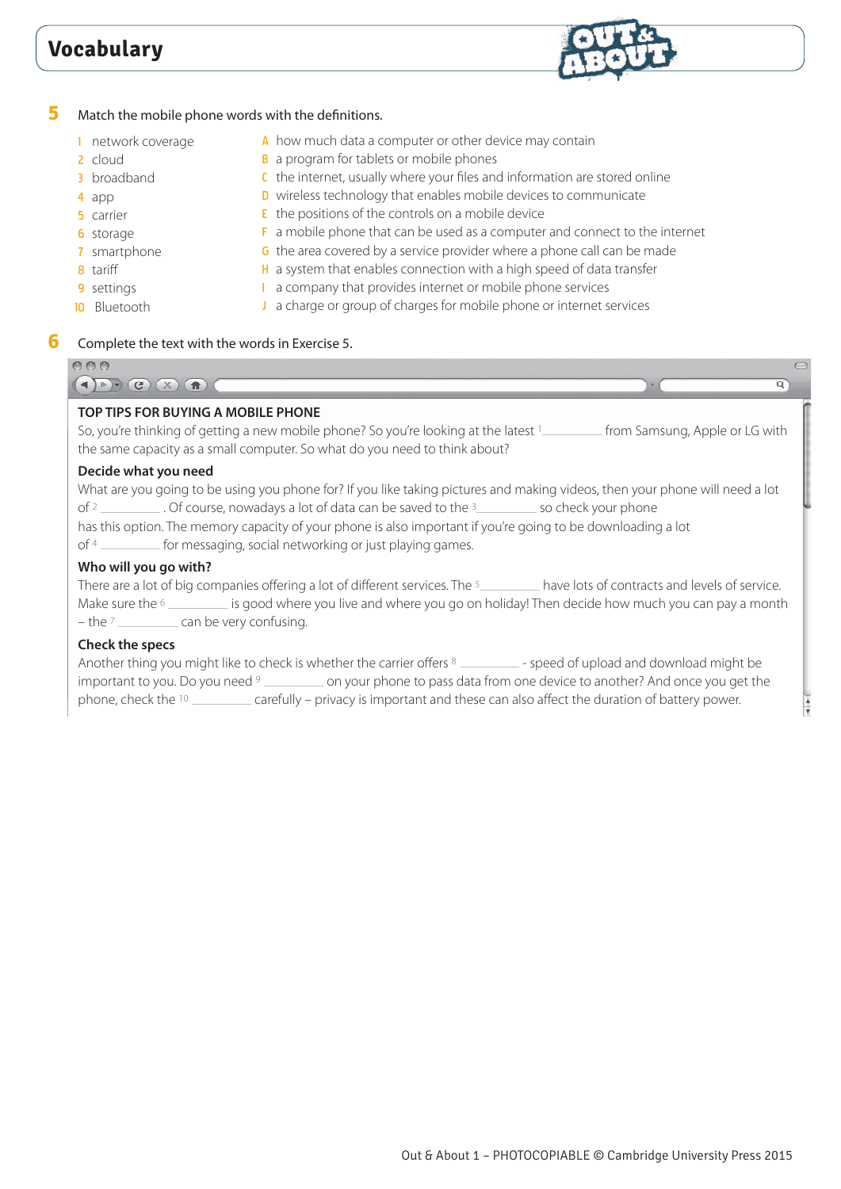# Vocabulary

**5** Match the mobile phone words with the definitions.

1 network coverage
2 cloud
3 broadband
4 app
5 carrier
6 storage
7 smartphone
8 tariff
9 settings
10 Bluetooth

A how much data a computer or other device may contain
B a program for tablets or mobile phones
C the internet, usually where your files and information are stored online
D wireless technology that enables mobile devices to communicate
E the positions of the controls on a mobile device
F a mobile phone that can be used as a computer and connect to the internet
G the area covered by a service provider where a phone call can be made
H a system that enables connection with a high speed of data transfer
I a company that provides internet or mobile phone services
J a charge or group of charges for mobile phone or internet services

**6** Complete the text with the words in Exercise 5.

**TOP TIPS FOR BUYING A MOBILE PHONE**

So, you're thinking of getting a new mobile phone? So you're looking at the latest [1] ________ from Samsung, Apple or LG with the same capacity as a small computer. So what do you need to think about?

**Decide what you need**

What are you going to be using you phone for? If you like taking pictures and making videos, then your phone will need a lot of [2] ________ . Of course, nowadays a lot of data can be saved to the [3] ________ so check your phone has this option. The memory capacity of your phone is also important if you're going to be downloading a lot of [4] ________ for messaging, social networking or just playing games.

**Who will you go with?**

There are a lot of big companies offering a lot of different services. The [5] ________ have lots of contracts and levels of service. Make sure the [6] ________ is good where you live and where you go on holiday! Then decide how much you can pay a month – the [7] ________ can be very confusing.

**Check the specs**

Another thing you might like to check is whether the carrier offers [8] ________ - speed of upload and download might be important to you. Do you need [9] ________ on your phone to pass data from one device to another? And once you get the phone, check the [10] ________ carefully – privacy is important and these can also affect the duration of battery power.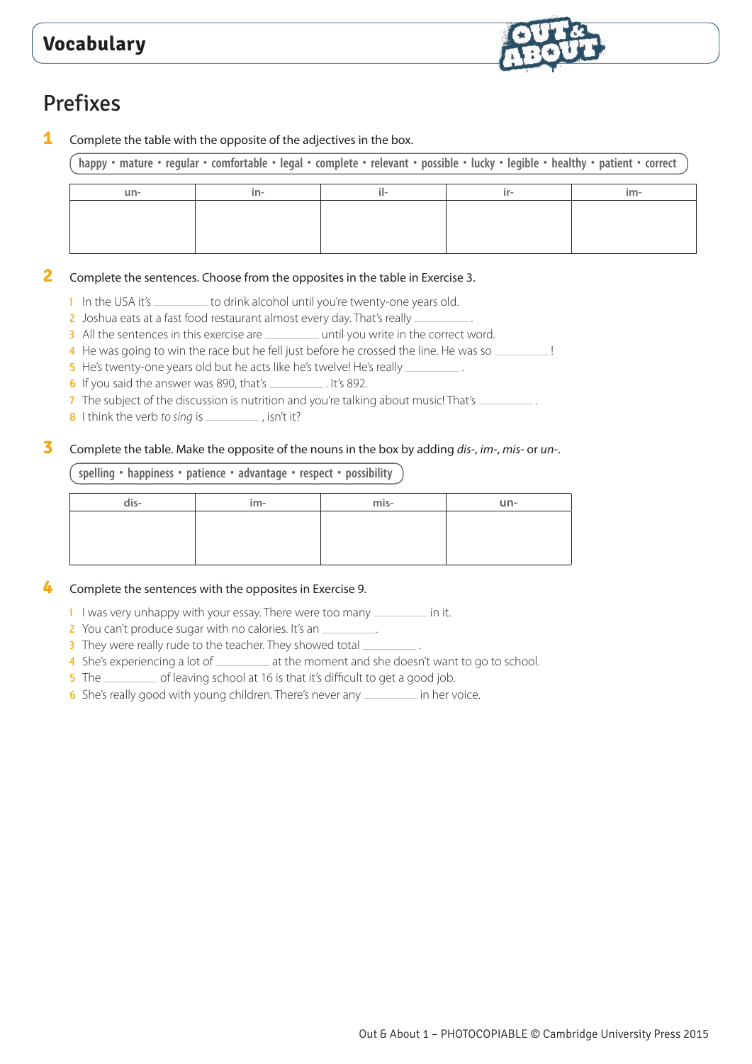## Vocabulary

# Prefixes

**1** Complete the table with the opposite of the adjectives in the box.

**happy • mature • regular • comfortable • legal • complete • relevant • possible • lucky • legible • healthy • patient • correct**

| un- | in- | il- | ir- | im- |
|---|---|---|---|---|
| | | | | |

**2** Complete the sentences. Choose from the opposites in the table in Exercise 3.

1. In the USA it's __________ to drink alcohol until you're twenty-one years old.
2. Joshua eats at a fast food restaurant almost every day. That's really __________ .
3. All the sentences in this exercise are __________ until you write in the correct word.
4. He was going to win the race but he fell just before he crossed the line. He was so __________ !
5. He's twenty-one years old but he acts like he's twelve! He's really __________ .
6. If you said the answer was 890, that's __________ . It's 892.
7. The subject of the discussion is nutrition and you're talking about music! That's __________ .
8. I think the verb *to sing* is __________ , isn't it?

**3** Complete the table. Make the opposite of the nouns in the box by adding *dis-*, *im-*, *mis-* or *un-*.

**spelling • happiness • patience • advantage • respect • possibility**

| dis- | im- | mis- | un- |
|---|---|---|---|
| | | | |

**4** Complete the sentences with the opposites in Exercise 9.

1. I was very unhappy with your essay. There were too many __________ in it.
2. You can't produce sugar with no calories. It's an __________.
3. They were really rude to the teacher. They showed total __________ .
4. She's experiencing a lot of __________ at the moment and she doesn't want to go to school.
5. The __________ of leaving school at 16 is that it's difficult to get a good job.
6. She's really good with young children. There's never any __________ in her voice.

Out & About 1 – PHOTOCOPIABLE © Cambridge University Press 2015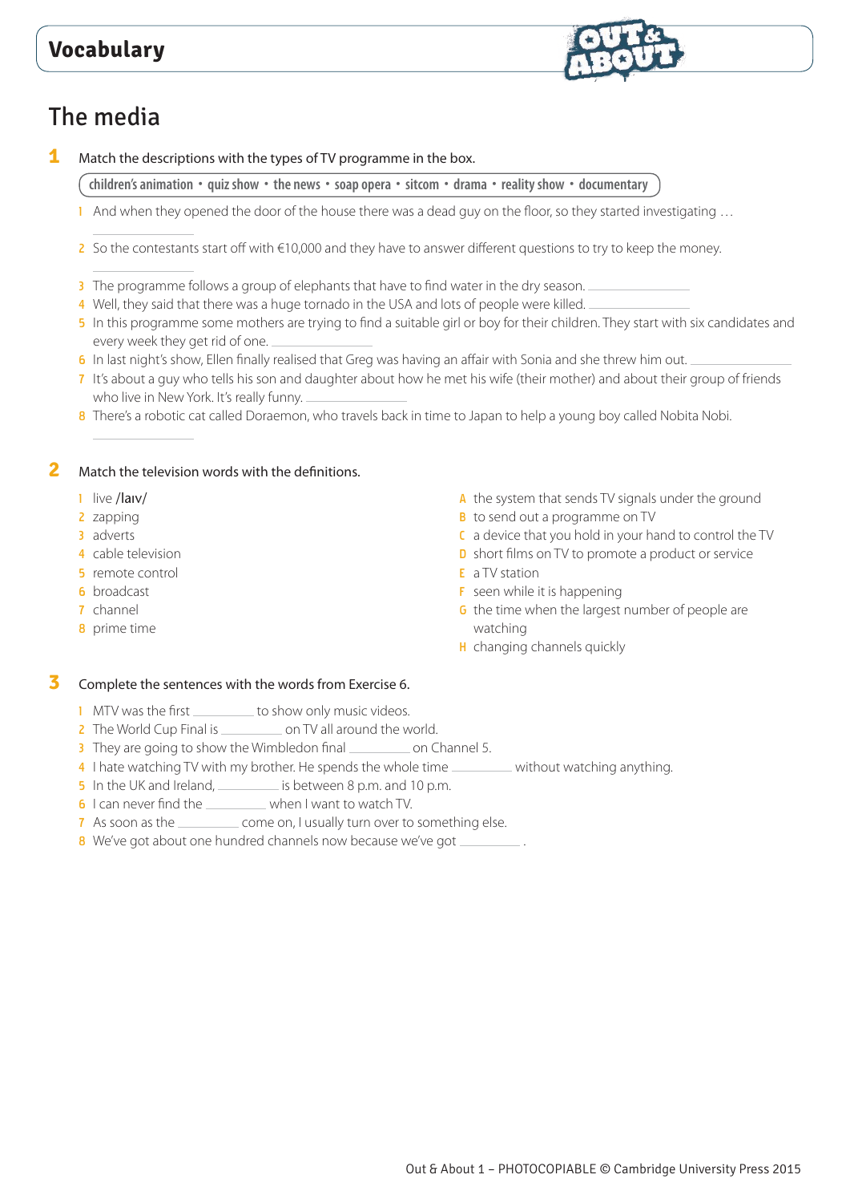# Vocabulary

## The media

**1** Match the descriptions with the types of TV programme in the box.

children's animation • quiz show • the news • soap opera • sitcom • drama • reality show • documentary

1. And when they opened the door of the house there was a dead guy on the floor, so they started investigating … ______________
2. So the contestants start off with €10,000 and they have to answer different questions to try to keep the money. ______________
3. The programme follows a group of elephants that have to find water in the dry season. ______________
4. Well, they said that there was a huge tornado in the USA and lots of people were killed. ______________
5. In this programme some mothers are trying to find a suitable girl or boy for their children. They start with six candidates and every week they get rid of one. ______________
6. In last night's show, Ellen finally realised that Greg was having an affair with Sonia and she threw him out. ______________
7. It's about a guy who tells his son and daughter about how he met his wife (their mother) and about their group of friends who live in New York. It's really funny. ______________
8. There's a robotic cat called Doraemon, who travels back in time to Japan to help a young boy called Nobita Nobi. ______________

**2** Match the television words with the definitions.

1. live /laɪv/
2. zapping
3. adverts
4. cable television
5. remote control
6. broadcast
7. channel
8. prime time

A. the system that sends TV signals under the ground
B. to send out a programme on TV
C. a device that you hold in your hand to control the TV
D. short films on TV to promote a product or service
E. a TV station
F. seen while it is happening
G. the time when the largest number of people are watching
H. changing channels quickly

**3** Complete the sentences with the words from Exercise 6.

1. MTV was the first __________ to show only music videos.
2. The World Cup Final is __________ on TV all around the world.
3. They are going to show the Wimbledon final __________ on Channel 5.
4. I hate watching TV with my brother. He spends the whole time __________ without watching anything.
5. In the UK and Ireland, __________ is between 8 p.m. and 10 p.m.
6. I can never find the __________ when I want to watch TV.
7. As soon as the __________ come on, I usually turn over to something else.
8. We've got about one hundred channels now because we've got __________ .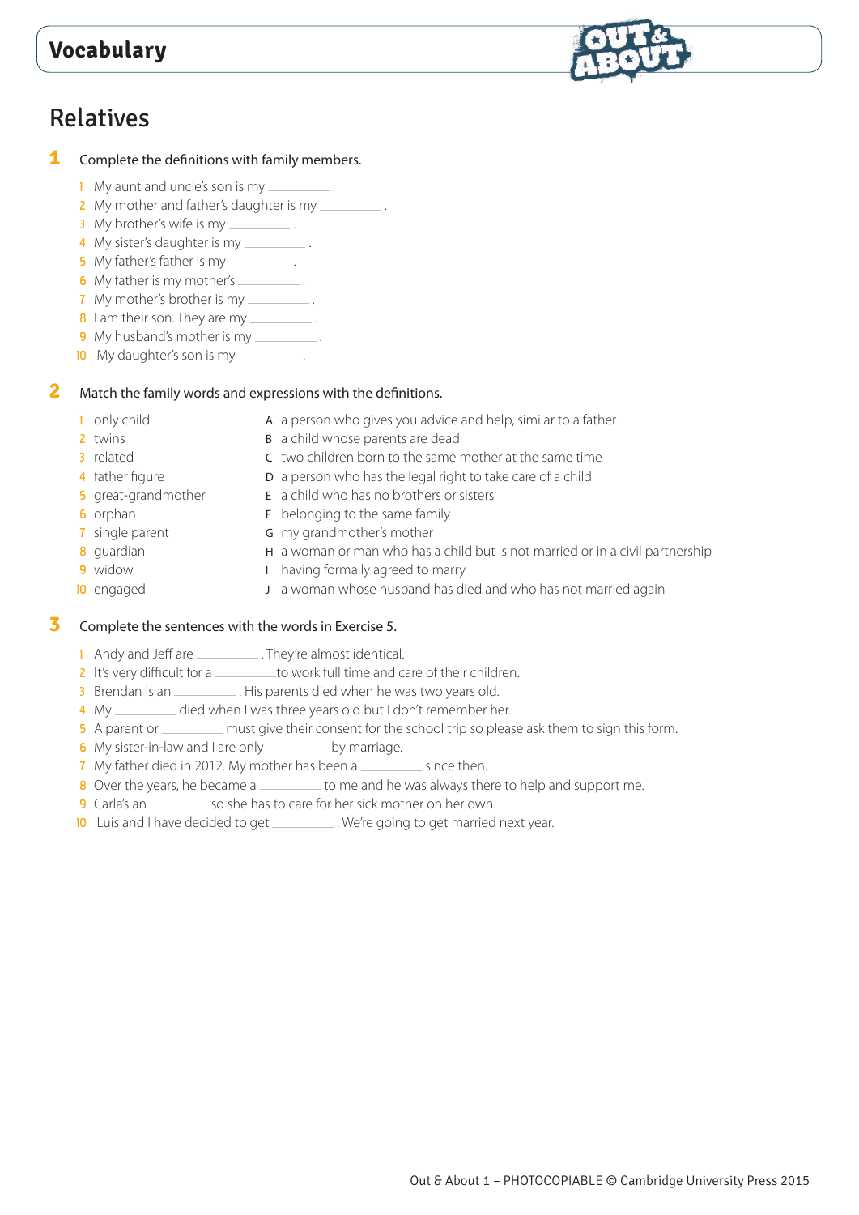## Vocabulary

# Relatives

**1** Complete the definitions with family members.

1. My aunt and uncle's son is my ________ .
2. My mother and father's daughter is my ________ .
3. My brother's wife is my ________ .
4. My sister's daughter is my ________ .
5. My father's father is my ________ .
6. My father is my mother's ________ .
7. My mother's brother is my ________ .
8. I am their son. They are my ________ .
9. My husband's mother is my ________ .
10. My daughter's son is my ________ .

**2** Match the family words and expressions with the definitions.

1. only child
2. twins
3. related
4. father figure
5. great-grandmother
6. orphan
7. single parent
8. guardian
9. widow
10. engaged

A a person who gives you advice and help, similar to a father
B a child whose parents are dead
C two children born to the same mother at the same time
D a person who has the legal right to take care of a child
E a child who has no brothers or sisters
F belonging to the same family
G my grandmother's mother
H a woman or man who has a child but is not married or in a civil partnership
I having formally agreed to marry
J a woman whose husband has died and who has not married again

**3** Complete the sentences with the words in Exercise 5.

1. Andy and Jeff are ________ . They're almost identical.
2. It's very difficult for a ________ to work full time and care of their children.
3. Brendan is an ________ . His parents died when he was two years old.
4. My ________ died when I was three years old but I don't remember her.
5. A parent or ________ must give their consent for the school trip so please ask them to sign this form.
6. My sister-in-law and I are only ________ by marriage.
7. My father died in 2012. My mother has been a ________ since then.
8. Over the years, he became a ________ to me and he was always there to help and support me.
9. Carla's an________ so she has to care for her sick mother on her own.
10. Luis and I have decided to get ________ . We're going to get married next year.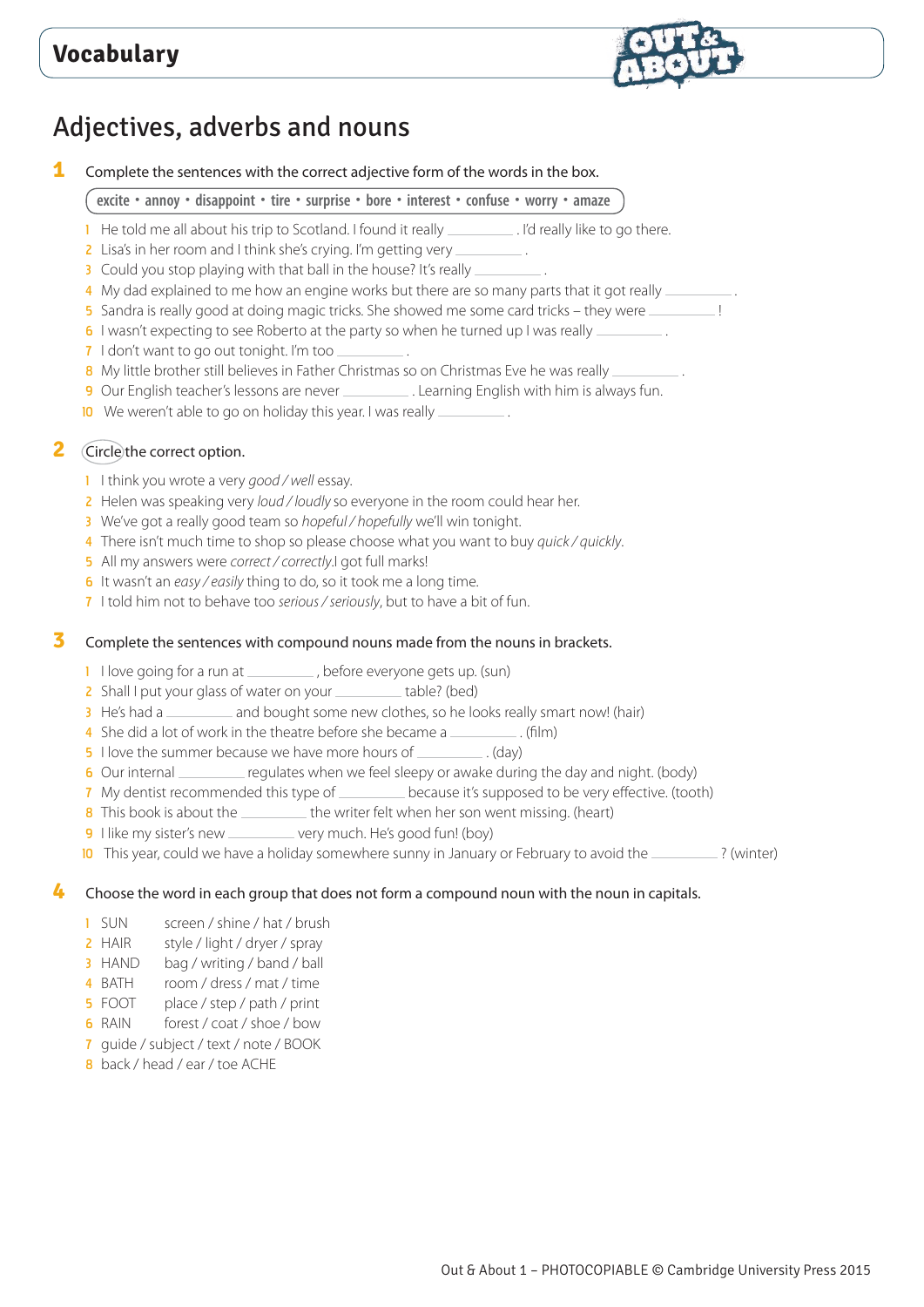# Vocabulary

## Adjectives, adverbs and nouns

**1** Complete the sentences with the correct adjective form of the words in the box.

**excite • annoy • disappoint • tire • surprise • bore • interest • confuse • worry • amaze**

1. He told me all about his trip to Scotland. I found it really ________ . I'd really like to go there.
2. Lisa's in her room and I think she's crying. I'm getting very ________ .
3. Could you stop playing with that ball in the house? It's really ________ .
4. My dad explained to me how an engine works but there are so many parts that it got really ________ .
5. Sandra is really good at doing magic tricks. She showed me some card tricks – they were ________ !
6. I wasn't expecting to see Roberto at the party so when he turned up I was really ________ .
7. I don't want to go out tonight. I'm too ________ .
8. My little brother still believes in Father Christmas so on Christmas Eve he was really ________ .
9. Our English teacher's lessons are never ________ . Learning English with him is always fun.
10. We weren't able to go on holiday this year. I was really ________ .

**2** Circle the correct option.

1. I think you wrote a very *good / well* essay.
2. Helen was speaking very *loud / loudly* so everyone in the room could hear her.
3. We've got a really good team so *hopeful / hopefully* we'll win tonight.
4. There isn't much time to shop so please choose what you want to buy *quick / quickly*.
5. All my answers were *correct / correctly*.I got full marks!
6. It wasn't an *easy / easily* thing to do, so it took me a long time.
7. I told him not to behave too *serious / seriously*, but to have a bit of fun.

**3** Complete the sentences with compound nouns made from the nouns in brackets.

1. I love going for a run at ________ , before everyone gets up. (sun)
2. Shall I put your glass of water on your ________ table? (bed)
3. He's had a ________ and bought some new clothes, so he looks really smart now! (hair)
4. She did a lot of work in the theatre before she became a ________ . (film)
5. I love the summer because we have more hours of ________ . (day)
6. Our internal ________ regulates when we feel sleepy or awake during the day and night. (body)
7. My dentist recommended this type of ________ because it's supposed to be very effective. (tooth)
8. This book is about the ________ the writer felt when her son went missing. (heart)
9. I like my sister's new ________ very much. He's good fun! (boy)
10. This year, could we have a holiday somewhere sunny in January or February to avoid the ________ ? (winter)

**4** Choose the word in each group that does not form a compound noun with the noun in capitals.

1. SUN screen / shine / hat / brush
2. HAIR style / light / dryer / spray
3. HAND bag / writing / band / ball
4. BATH room / dress / mat / time
5. FOOT place / step / path / print
6. RAIN forest / coat / shoe / bow
7. guide / subject / text / note / BOOK
8. back / head / ear / toe ACHE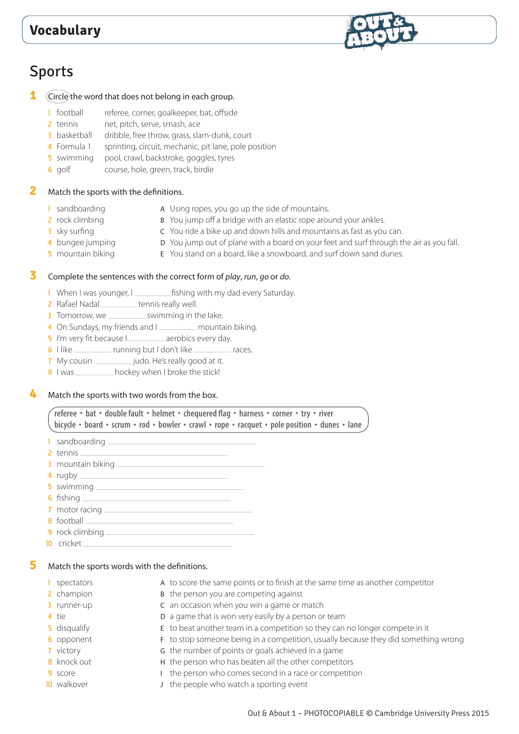## Vocabulary

# Sports

**1** Circle the word that does not belong in each group.

1 football — referee, corner, goalkeeper, bat, offside
2 tennis — net, pitch, serve, smash, ace
3 basketball — dribble, free throw, grass, slam-dunk, court
4 Formula 1 — sprinting, circuit, mechanic, pit lane, pole position
5 swimming — pool, crawl, backstroke, goggles, tyres
6 golf — course, hole, green, track, birdie

**2** Match the sports with the definitions.

1 sandboarding
2 rock climbing
3 sky surfing
4 bungee jumping
5 mountain biking

A Using ropes, you go up the side of mountains.
B You jump off a bridge with an elastic rope around your ankles.
C You ride a bike up and down hills and mountains as fast as you can.
D You jump out of plane with a board on your feet and surf through the air as you fall.
E You stand on a board, like a snowboard, and surf down sand dunes.

**3** Complete the sentences with the correct form of *play*, *run*, *go* or *do*.

1 When I was younger, I ________ fishing with my dad every Saturday.
2 Rafael Nadal ________ tennis really well.
3 Tomorrow, we ________ swimming in the lake.
4 On Sundays, my friends and I ________ mountain biking.
5 I'm very fit because I ________ aerobics every day.
6 I like ________ running but I don't like ________ races.
7 My cousin ________ judo. He's really good at it.
8 I was ________ hockey when I broke the stick!

**4** Match the sports with two words from the box.

**referee • bat • double fault • helmet • chequered flag • harness • corner • try • river bicycle • board • scrum • rod • bowler • crawl • rope • racquet • pole position • dunes • lane**

1 sandboarding ________________
2 tennis ________________
3 mountain biking ________________
4 rugby ________________
5 swimming ________________
6 fishing ________________
7 motor racing ________________
8 football ________________
9 rock climbing ________________
10 cricket ________________

**5** Match the sports words with the definitions.

1 spectators
2 champion
3 runner-up
4 tie
5 disqualify
6 opponent
7 victory
8 knock out
9 score
10 walkover

A to score the same points or to finish at the same time as another competitor
B the person you are competing against
C an occasion when you win a game or match
D a game that is won very easily by a person or team
E to beat another team in a competition so they can no longer compete in it
F to stop someone being in a competition, usually because they did something wrong
G the number of points or goals achieved in a game
H the person who has beaten all the other competitors
I the person who comes second in a race or competition
J the people who watch a sporting event

Out & About 1 – PHOTOCOPIABLE © Cambridge University Press 2015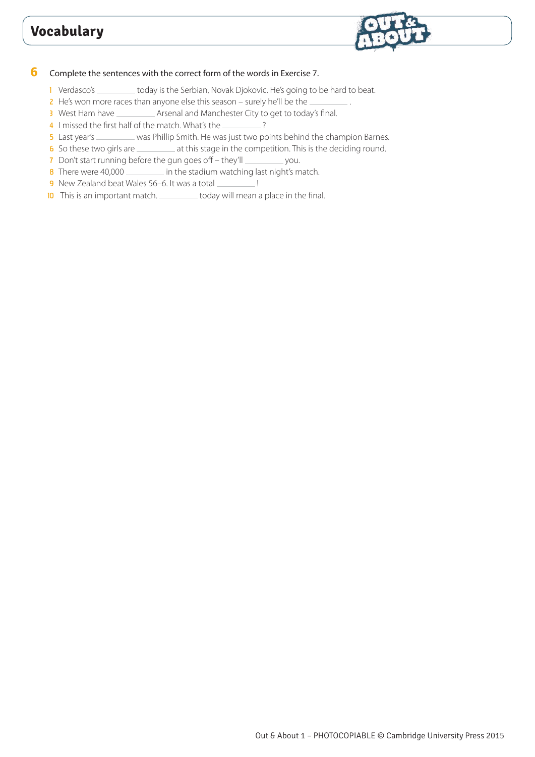# Vocabulary

**6** Complete the sentences with the correct form of the words in Exercise 7.

1. Verdasco's __________ today is the Serbian, Novak Djokovic. He's going to be hard to beat.
2. He's won more races than anyone else this season – surely he'll be the __________ .
3. West Ham have __________ Arsenal and Manchester City to get to today's final.
4. I missed the first half of the match. What's the __________ ?
5. Last year's __________ was Phillip Smith. He was just two points behind the champion Barnes.
6. So these two girls are __________ at this stage in the competition. This is the deciding round.
7. Don't start running before the gun goes off – they'll __________ you.
8. There were 40,000 __________ in the stadium watching last night's match.
9. New Zealand beat Wales 56–6. It was a total __________ !
10. This is an important match. __________ today will mean a place in the final.

Out & About 1 – PHOTOCOPIABLE © Cambridge University Press 2015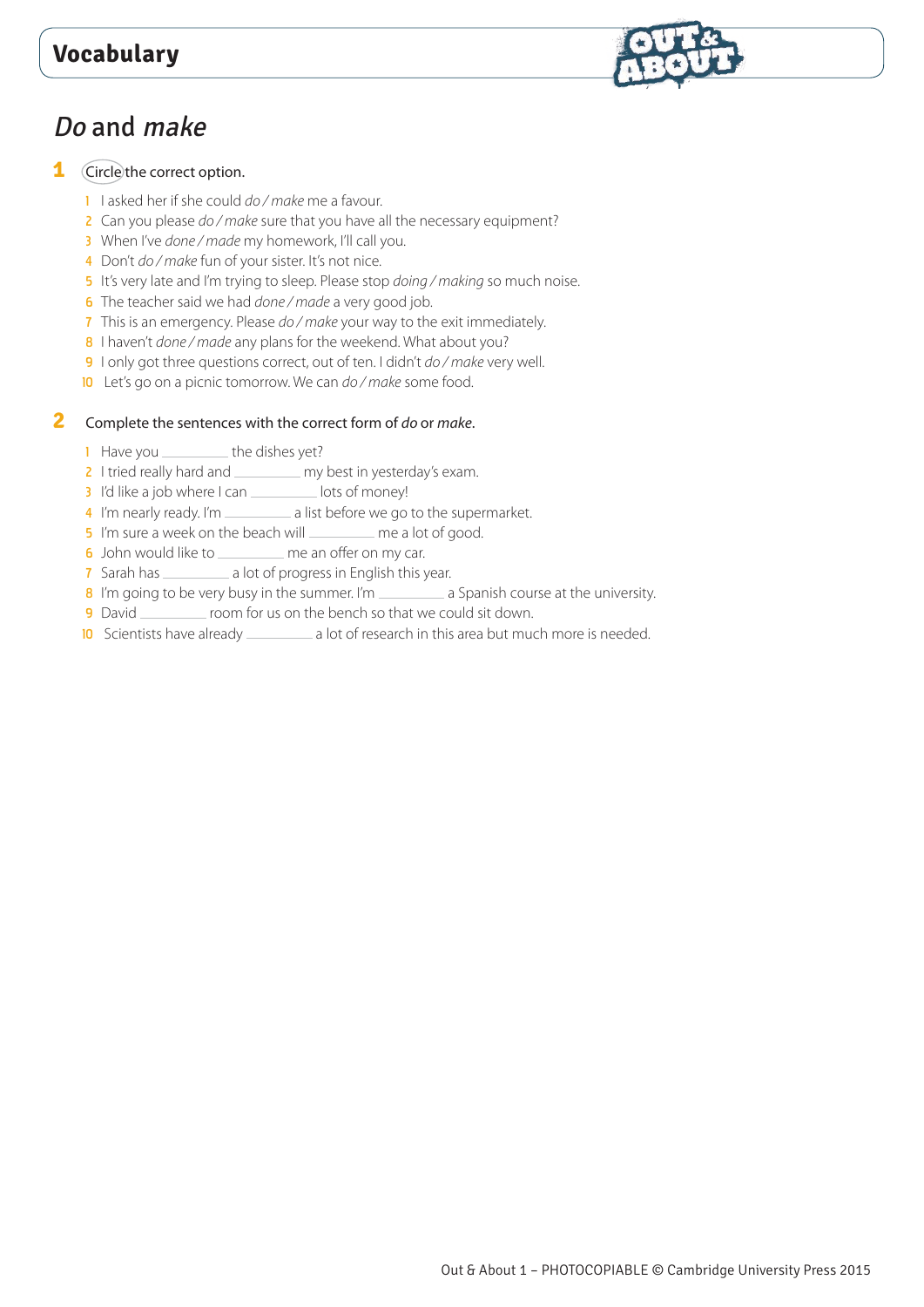# Vocabulary

## *Do* and *make*

**1** Circle the correct option.

1. I asked her if she could *do / make* me a favour.
2. Can you please *do / make* sure that you have all the necessary equipment?
3. When I've *done / made* my homework, I'll call you.
4. Don't *do / make* fun of your sister. It's not nice.
5. It's very late and I'm trying to sleep. Please stop *doing / making* so much noise.
6. The teacher said we had *done / made* a very good job.
7. This is an emergency. Please *do / make* your way to the exit immediately.
8. I haven't *done / made* any plans for the weekend. What about you?
9. I only got three questions correct, out of ten. I didn't *do / make* very well.
10. Let's go on a picnic tomorrow. We can *do / make* some food.

**2** Complete the sentences with the correct form of *do* or *make*.

1. Have you __________ the dishes yet?
2. I tried really hard and __________ my best in yesterday's exam.
3. I'd like a job where I can __________ lots of money!
4. I'm nearly ready. I'm __________ a list before we go to the supermarket.
5. I'm sure a week on the beach will __________ me a lot of good.
6. John would like to __________ me an offer on my car.
7. Sarah has __________ a lot of progress in English this year.
8. I'm going to be very busy in the summer. I'm __________ a Spanish course at the university.
9. David __________ room for us on the bench so that we could sit down.
10. Scientists have already __________ a lot of research in this area but much more is needed.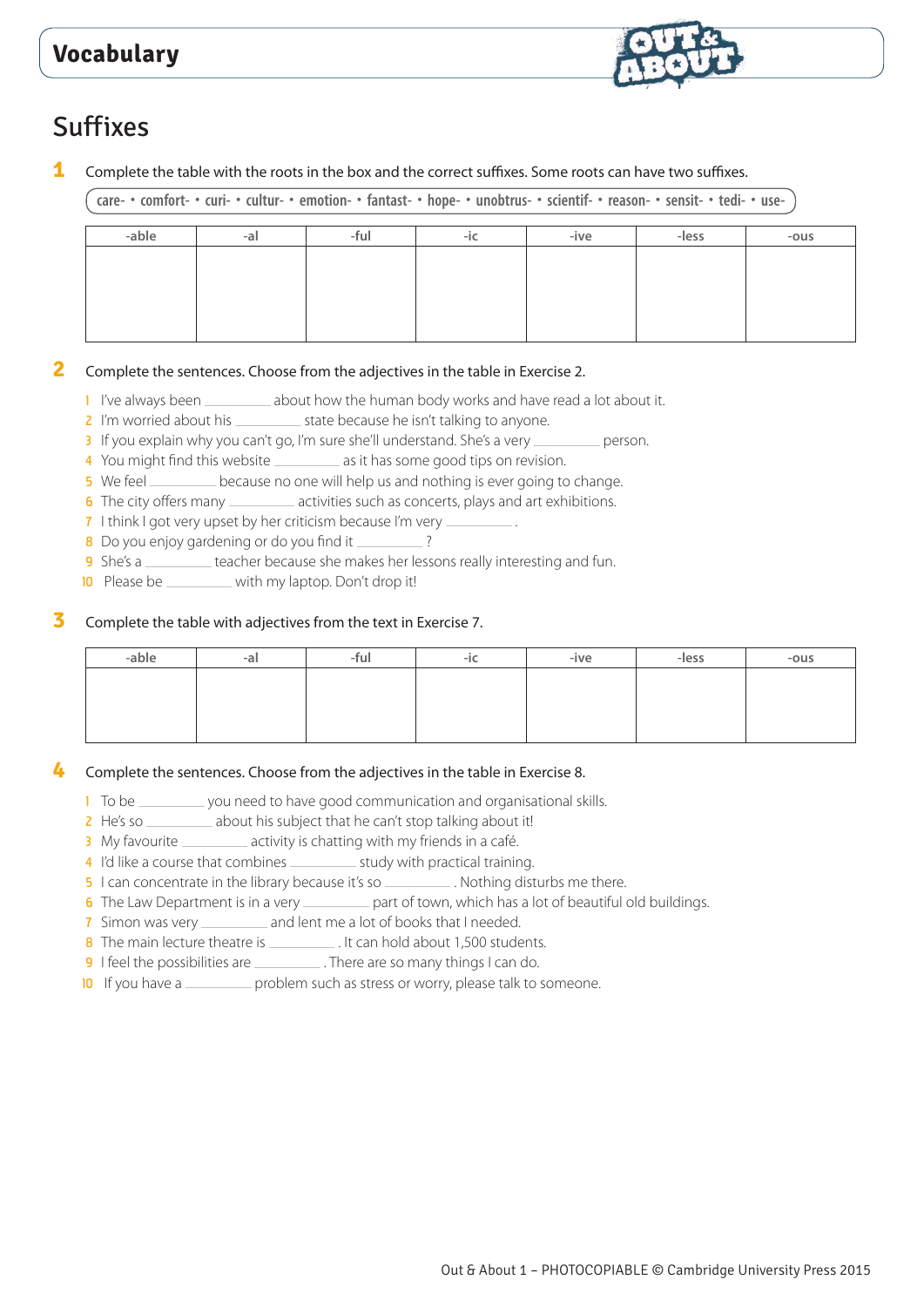# Vocabulary

## Suffixes

**1** Complete the table with the roots in the box and the correct suffixes. Some roots can have two suffixes.

care- • comfort- • curi- • cultur- • emotion- • fantast- • hope- • unobtrus- • scientif- • reason- • sensit- • tedi- • use-

| -able | -al | -ful | -ic | -ive | -less | -ous |
|---|---|---|---|---|---|---|
| | | | | | | |

**2** Complete the sentences. Choose from the adjectives in the table in Exercise 2.

1 I've always been ________ about how the human body works and have read a lot about it.
2 I'm worried about his ________ state because he isn't talking to anyone.
3 If you explain why you can't go, I'm sure she'll understand. She's a very ________ person.
4 You might find this website ________ as it has some good tips on revision.
5 We feel ________ because no one will help us and nothing is ever going to change.
6 The city offers many ________ activities such as concerts, plays and art exhibitions.
7 I think I got very upset by her criticism because I'm very ________ .
8 Do you enjoy gardening or do you find it ________ ?
9 She's a ________ teacher because she makes her lessons really interesting and fun.
10 Please be ________ with my laptop. Don't drop it!

**3** Complete the table with adjectives from the text in Exercise 7.

| -able | -al | -ful | -ic | -ive | -less | -ous |
|---|---|---|---|---|---|---|
| | | | | | | |

**4** Complete the sentences. Choose from the adjectives in the table in Exercise 8.

1 To be ________ you need to have good communication and organisational skills.
2 He's so ________ about his subject that he can't stop talking about it!
3 My favourite ________ activity is chatting with my friends in a café.
4 I'd like a course that combines ________ study with practical training.
5 I can concentrate in the library because it's so ________ . Nothing disturbs me there.
6 The Law Department is in a very ________ part of town, which has a lot of beautiful old buildings.
7 Simon was very ________ and lent me a lot of books that I needed.
8 The main lecture theatre is ________ . It can hold about 1,500 students.
9 I feel the possibilities are ________ . There are so many things I can do.
10 If you have a ________ problem such as stress or worry, please talk to someone.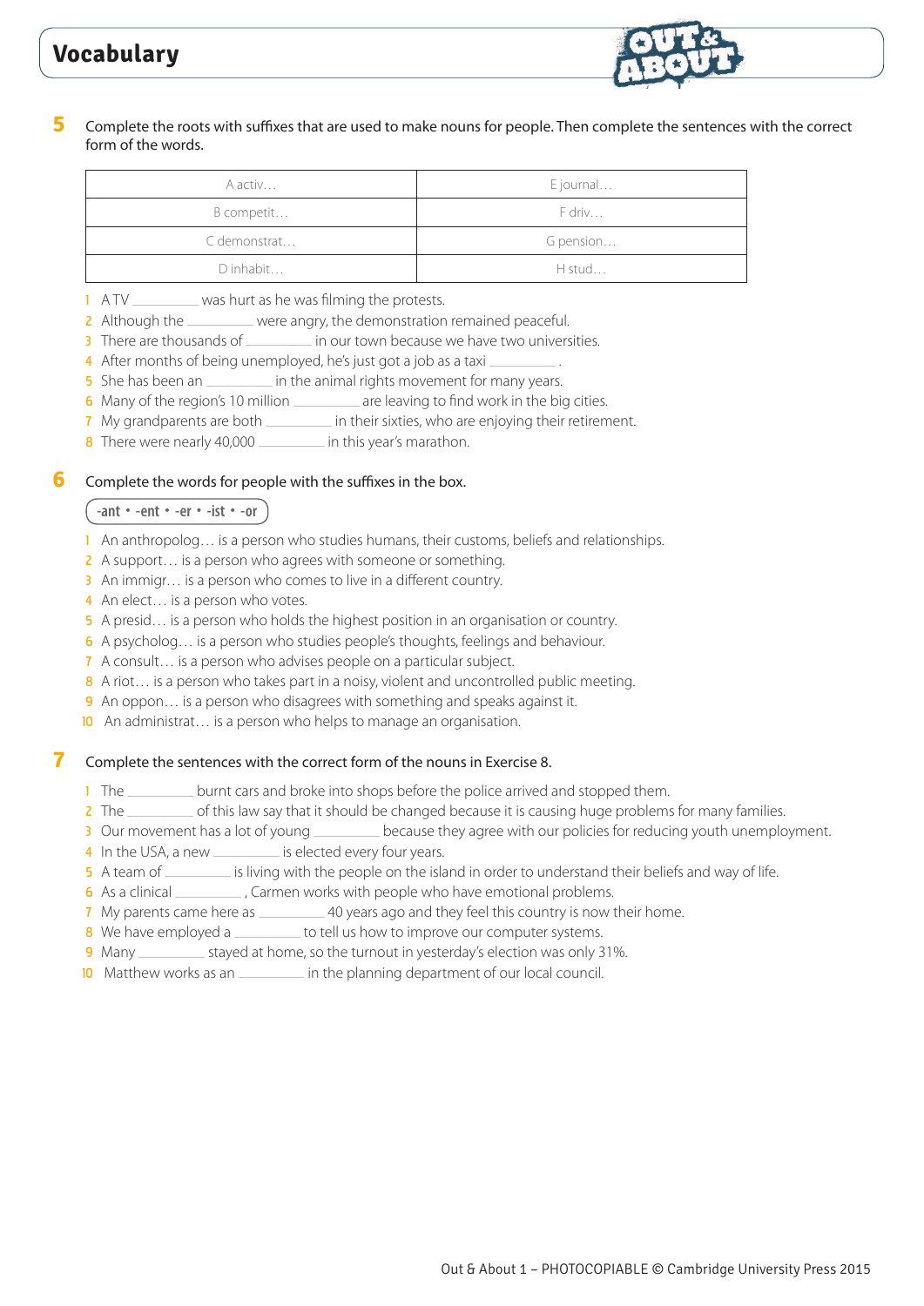# Vocabulary

**5** Complete the roots with suffixes that are used to make nouns for people. Then complete the sentences with the correct form of the words.

| | |
|---|---|
| A activ… | E journal… |
| B competit… | F driv… |
| C demonstrat… | G pension… |
| D inhabit… | H stud… |

1 A TV __________ was hurt as he was filming the protests.
2 Although the __________ were angry, the demonstration remained peaceful.
3 There are thousands of __________ in our town because we have two universities.
4 After months of being unemployed, he's just got a job as a taxi __________ .
5 She has been an __________ in the animal rights movement for many years.
6 Many of the region's 10 million __________ are leaving to find work in the big cities.
7 My grandparents are both __________ in their sixties, who are enjoying their retirement.
8 There were nearly 40,000 __________ in this year's marathon.

**6** Complete the words for people with the suffixes in the box.

**-ant • -ent • -er • -ist • -or**

1 An anthropolog… is a person who studies humans, their customs, beliefs and relationships.
2 A support… is a person who agrees with someone or something.
3 An immigr… is a person who comes to live in a different country.
4 An elect… is a person who votes.
5 A presid… is a person who holds the highest position in an organisation or country.
6 A psycholog… is a person who studies people's thoughts, feelings and behaviour.
7 A consult… is a person who advises people on a particular subject.
8 A riot… is a person who takes part in a noisy, violent and uncontrolled public meeting.
9 An oppon… is a person who disagrees with something and speaks against it.
10 An administrat… is a person who helps to manage an organisation.

**7** Complete the sentences with the correct form of the nouns in Exercise 8.

1 The __________ burnt cars and broke into shops before the police arrived and stopped them.
2 The __________ of this law say that it should be changed because it is causing huge problems for many families.
3 Our movement has a lot of young __________ because they agree with our policies for reducing youth unemployment.
4 In the USA, a new __________ is elected every four years.
5 A team of __________ is living with the people on the island in order to understand their beliefs and way of life.
6 As a clinical __________ , Carmen works with people who have emotional problems.
7 My parents came here as __________ 40 years ago and they feel this country is now their home.
8 We have employed a __________ to tell us how to improve our computer systems.
9 Many __________ stayed at home, so the turnout in yesterday's election was only 31%.
10 Matthew works as an __________ in the planning department of our local council.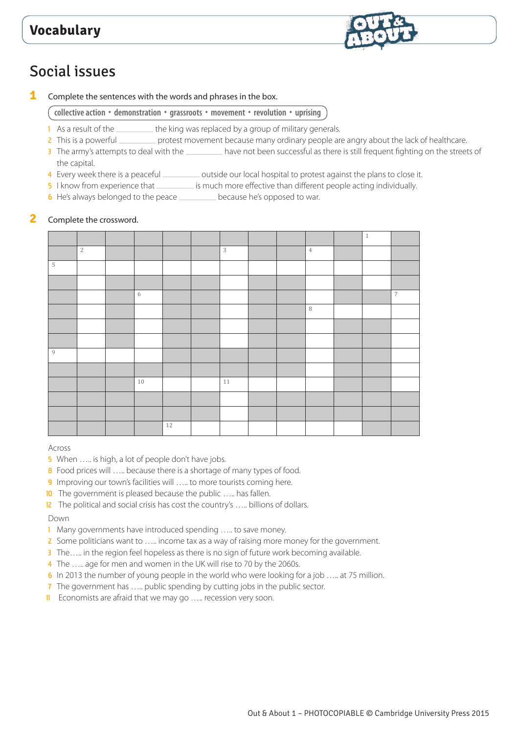# Vocabulary

## Social issues

**1** Complete the sentences with the words and phrases in the box.

**collective action • demonstration • grassroots • movement • revolution • uprising**

1 As a result of the _________ the king was replaced by a group of military generals.
2 This is a powerful _________ protest movement because many ordinary people are angry about the lack of healthcare.
3 The army's attempts to deal with the _________ have not been successful as there is still frequent fighting on the streets of the capital.
4 Every week there is a peaceful _________ outside our local hospital to protest against the plans to close it.
5 I know from experience that _________ is much more effective than different people acting individually.
6 He's always belonged to the peace _________ because he's opposed to war.

**2** Complete the crossword.

Across
5 When ….. is high, a lot of people don't have jobs.
8 Food prices will ….. because there is a shortage of many types of food.
9 Improving our town's facilities will ….. to more tourists coming here.
10 The government is pleased because the public ….. has fallen.
12 The political and social crisis has cost the country's ….. billions of dollars.

Down
1 Many governments have introduced spending ….. to save money.
2 Some politicians want to ….. income tax as a way of raising more money for the government.
3 The….. in the region feel hopeless as there is no sign of future work becoming available.
4 The ….. age for men and women in the UK will rise to 70 by the 2060s.
6 In 2013 the number of young people in the world who were looking for a job ….. at 75 million.
7 The government has ….. public spending by cutting jobs in the public sector.
11 Economists are afraid that we may go ….. recession very soon.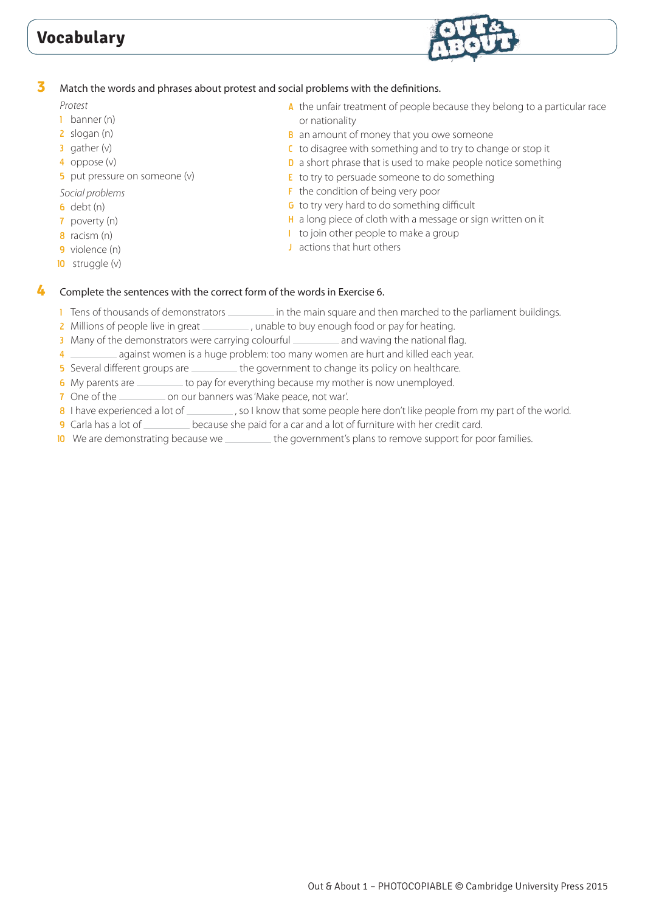# Vocabulary

**3** Match the words and phrases about protest and social problems with the definitions.

*Protest*

1 banner (n)
2 slogan (n)
3 gather (v)
4 oppose (v)
5 put pressure on someone (v)

*Social problems*

6 debt (n)
7 poverty (n)
8 racism (n)
9 violence (n)
10 struggle (v)

A the unfair treatment of people because they belong to a particular race or nationality
B an amount of money that you owe someone
C to disagree with something and to try to change or stop it
D a short phrase that is used to make people notice something
E to try to persuade someone to do something
F the condition of being very poor
G to try very hard to do something difficult
H a long piece of cloth with a message or sign written on it
I to join other people to make a group
J actions that hurt others

**4** Complete the sentences with the correct form of the words in Exercise 6.

1 Tens of thousands of demonstrators _________ in the main square and then marched to the parliament buildings.
2 Millions of people live in great _________ , unable to buy enough food or pay for heating.
3 Many of the demonstrators were carrying colourful _________ and waving the national flag.
4 _________ against women is a huge problem: too many women are hurt and killed each year.
5 Several different groups are _________ the government to change its policy on healthcare.
6 My parents are _________ to pay for everything because my mother is now unemployed.
7 One of the _________ on our banners was 'Make peace, not war'.
8 I have experienced a lot of _________ , so I know that some people here don't like people from my part of the world.
9 Carla has a lot of _________ because she paid for a car and a lot of furniture with her credit card.
10 We are demonstrating because we _________ the government's plans to remove support for poor families.

Out & About 1 – PHOTOCOPIABLE © Cambridge University Press 2015